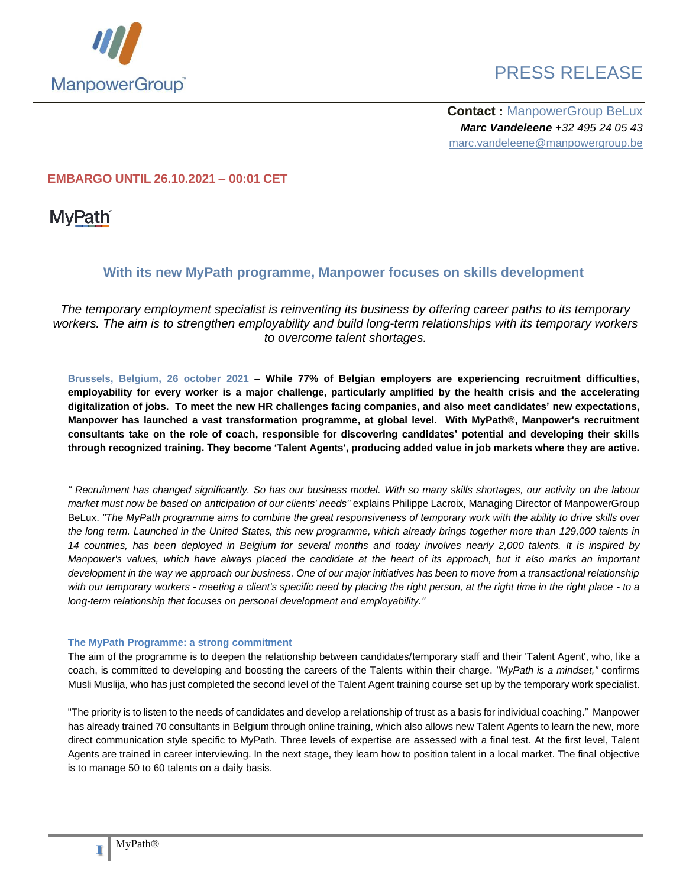ManpowerGroup

PRESS RELEASE

**Contact :** ManpowerGroup BeLux
***Marc Vandeleene*** *+32 495 24 05 43*
marc.vandeleene@manpowergroup.be

**EMBARGO UNTIL 26.10.2021 – 00:01 CET**

MyPath

## With its new MyPath programme, Manpower focuses on skills development

*The temporary employment specialist is reinventing its business by offering career paths to its temporary workers. The aim is to strengthen employability and build long-term relationships with its temporary workers to overcome talent shortages.*

**Brussels, Belgium, 26 october 2021** – **While 77% of Belgian employers are experiencing recruitment difficulties, employability for every worker is a major challenge, particularly amplified by the health crisis and the accelerating digitalization of jobs. To meet the new HR challenges facing companies, and also meet candidates' new expectations, Manpower has launched a vast transformation programme, at global level. With MyPath®, Manpower's recruitment consultants take on the role of coach, responsible for discovering candidates' potential and developing their skills through recognized training. They become 'Talent Agents', producing added value in job markets where they are active.**

*" Recruitment has changed significantly. So has our business model. With so many skills shortages, our activity on the labour market must now be based on anticipation of our clients' needs"* explains Philippe Lacroix, Managing Director of ManpowerGroup BeLux. *"The MyPath programme aims to combine the great responsiveness of temporary work with the ability to drive skills over the long term. Launched in the United States, this new programme, which already brings together more than 129,000 talents in 14 countries, has been deployed in Belgium for several months and today involves nearly 2,000 talents. It is inspired by Manpower's values, which have always placed the candidate at the heart of its approach, but it also marks an important development in the way we approach our business. One of our major initiatives has been to move from a transactional relationship with our temporary workers - meeting a client's specific need by placing the right person, at the right time in the right place - to a long-term relationship that focuses on personal development and employability."*

### The MyPath Programme: a strong commitment

The aim of the programme is to deepen the relationship between candidates/temporary staff and their 'Talent Agent', who, like a coach, is committed to developing and boosting the careers of the Talents within their charge. *"MyPath is a mindset,"* confirms Musli Muslija, who has just completed the second level of the Talent Agent training course set up by the temporary work specialist.

"The priority is to listen to the needs of candidates and develop a relationship of trust as a basis for individual coaching." Manpower has already trained 70 consultants in Belgium through online training, which also allows new Talent Agents to learn the new, more direct communication style specific to MyPath. Three levels of expertise are assessed with a final test. At the first level, Talent Agents are trained in career interviewing. In the next stage, they learn how to position talent in a local market. The final objective is to manage 50 to 60 talents on a daily basis.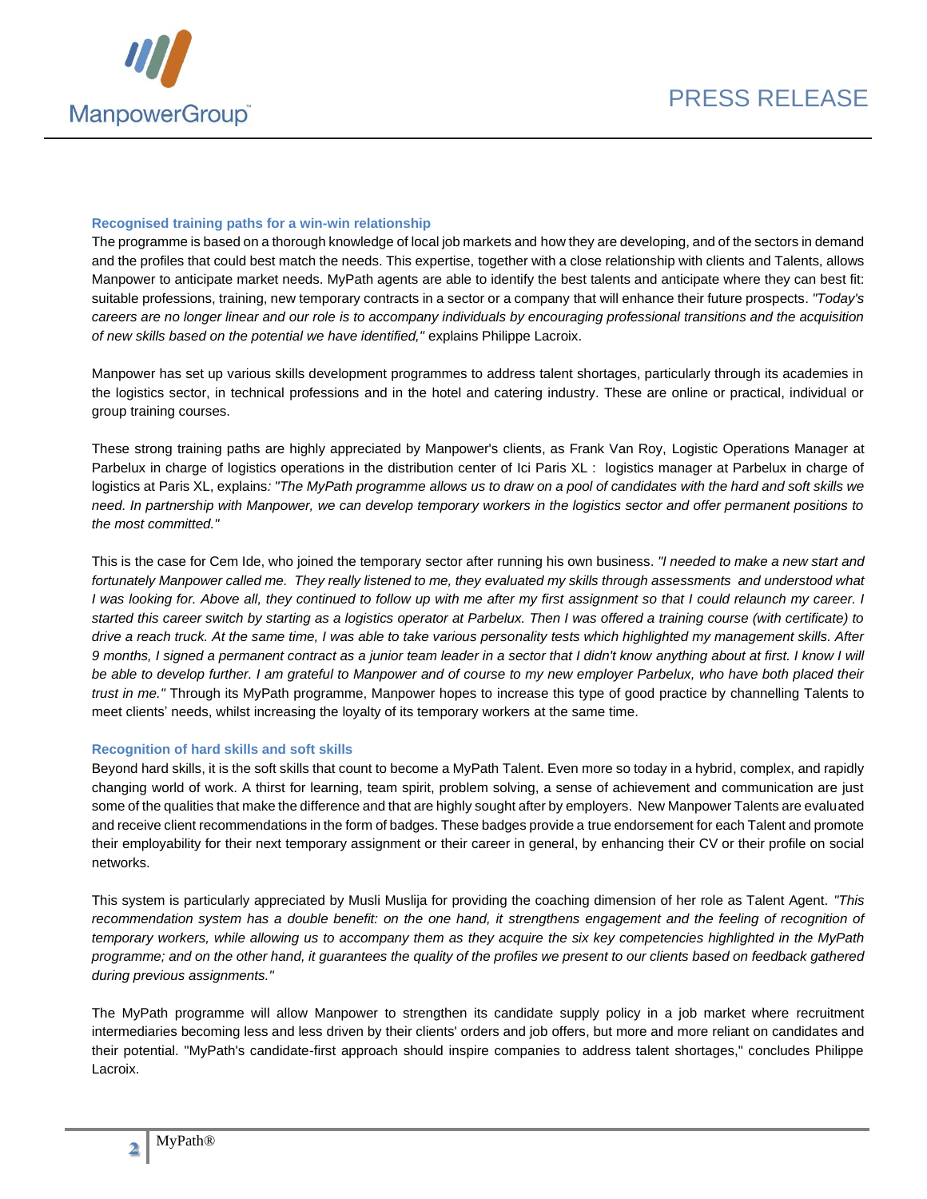### Recognised training paths for a win-win relationship

The programme is based on a thorough knowledge of local job markets and how they are developing, and of the sectors in demand and the profiles that could best match the needs. This expertise, together with a close relationship with clients and Talents, allows Manpower to anticipate market needs. MyPath agents are able to identify the best talents and anticipate where they can best fit: suitable professions, training, new temporary contracts in a sector or a company that will enhance their future prospects. *"Today's careers are no longer linear and our role is to accompany individuals by encouraging professional transitions and the acquisition of new skills based on the potential we have identified,"* explains Philippe Lacroix.

Manpower has set up various skills development programmes to address talent shortages, particularly through its academies in the logistics sector, in technical professions and in the hotel and catering industry. These are online or practical, individual or group training courses.

These strong training paths are highly appreciated by Manpower's clients, as Frank Van Roy, Logistic Operations Manager at Parbelux in charge of logistics operations in the distribution center of Ici Paris XL : logistics manager at Parbelux in charge of logistics at Paris XL, explains: *"The MyPath programme allows us to draw on a pool of candidates with the hard and soft skills we need. In partnership with Manpower, we can develop temporary workers in the logistics sector and offer permanent positions to the most committed."*

This is the case for Cem Ide, who joined the temporary sector after running his own business. *"I needed to make a new start and fortunately Manpower called me. They really listened to me, they evaluated my skills through assessments and understood what I was looking for. Above all, they continued to follow up with me after my first assignment so that I could relaunch my career. I started this career switch by starting as a logistics operator at Parbelux. Then I was offered a training course (with certificate) to drive a reach truck. At the same time, I was able to take various personality tests which highlighted my management skills. After 9 months, I signed a permanent contract as a junior team leader in a sector that I didn't know anything about at first. I know I will be able to develop further. I am grateful to Manpower and of course to my new employer Parbelux, who have both placed their trust in me."* Through its MyPath programme, Manpower hopes to increase this type of good practice by channelling Talents to meet clients' needs, whilst increasing the loyalty of its temporary workers at the same time.

### Recognition of hard skills and soft skills

Beyond hard skills, it is the soft skills that count to become a MyPath Talent. Even more so today in a hybrid, complex, and rapidly changing world of work. A thirst for learning, team spirit, problem solving, a sense of achievement and communication are just some of the qualities that make the difference and that are highly sought after by employers. New Manpower Talents are evaluated and receive client recommendations in the form of badges. These badges provide a true endorsement for each Talent and promote their employability for their next temporary assignment or their career in general, by enhancing their CV or their profile on social networks.

This system is particularly appreciated by Musli Muslija for providing the coaching dimension of her role as Talent Agent. *"This recommendation system has a double benefit: on the one hand, it strengthens engagement and the feeling of recognition of temporary workers, while allowing us to accompany them as they acquire the six key competencies highlighted in the MyPath programme; and on the other hand, it guarantees the quality of the profiles we present to our clients based on feedback gathered during previous assignments."*

The MyPath programme will allow Manpower to strengthen its candidate supply policy in a job market where recruitment intermediaries becoming less and less driven by their clients' orders and job offers, but more and more reliant on candidates and their potential. "MyPath's candidate-first approach should inspire companies to address talent shortages," concludes Philippe Lacroix.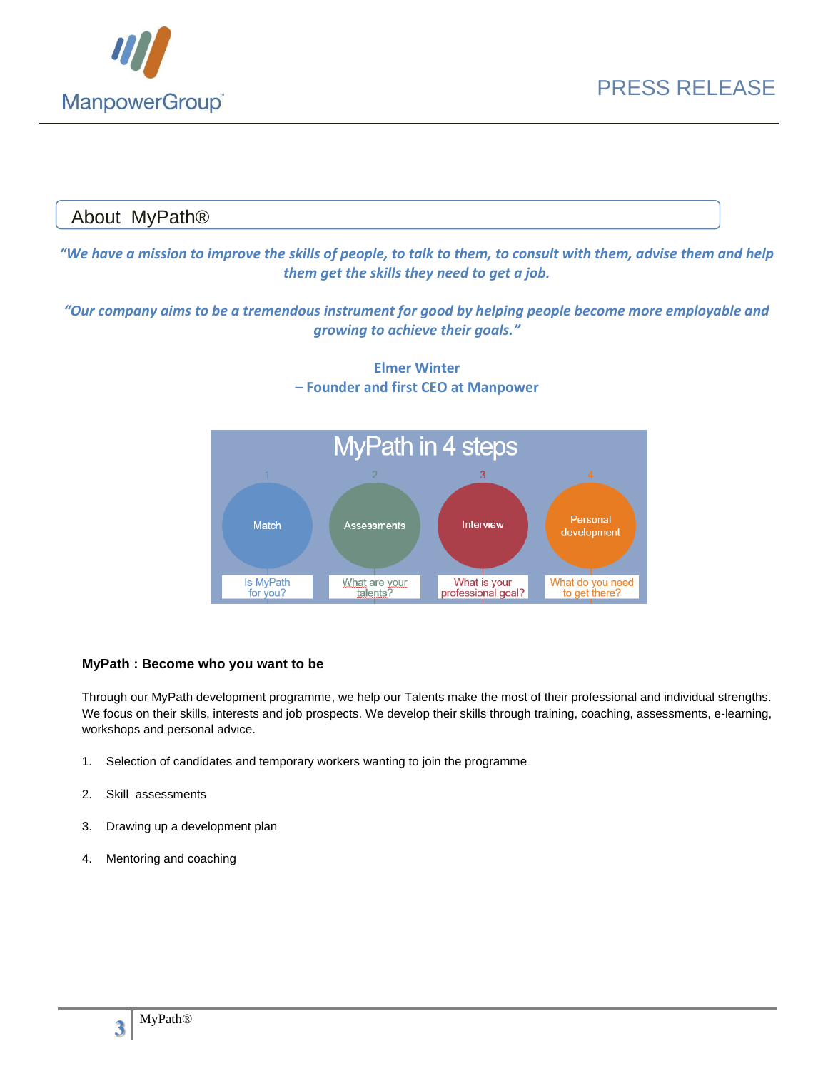## About MyPath®

***"We have a mission to improve the skills of people, to talk to them, to consult with them, advise them and help them get the skills they need to get a job.***

***"Our company aims to be a tremendous instrument for good by helping people become more employable and growing to achieve their goals."***

**Elmer Winter**
**– Founder and first CEO at Manpower**

MyPath in 4 steps

| 1 | 2 | 3 | 4 |
|---|---|---|---|
| Match | Assessments | Interview | Personal development |
| Is MyPath for you? | What are your talents? | What is your professional goal? | What do you need to get there? |

**MyPath : Become who you want to be**

Through our MyPath development programme, we help our Talents make the most of their professional and individual strengths. We focus on their skills, interests and job prospects. We develop their skills through training, coaching, assessments, e-learning, workshops and personal advice.

1. Selection of candidates and temporary workers wanting to join the programme
2. Skill assessments
3. Drawing up a development plan
4. Mentoring and coaching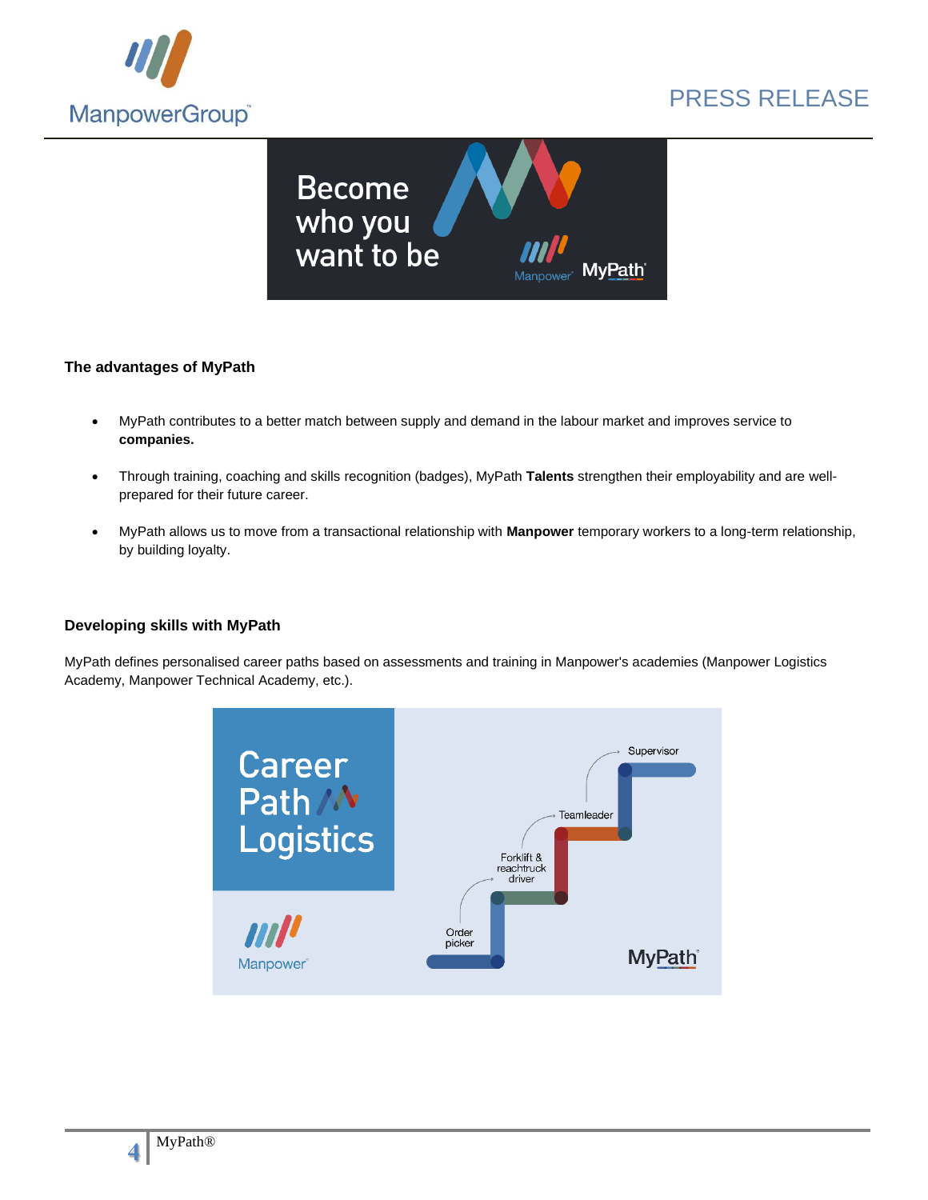### The advantages of MyPath

- MyPath contributes to a better match between supply and demand in the labour market and improves service to **companies.**
- Through training, coaching and skills recognition (badges), MyPath **Talents** strengthen their employability and are well-prepared for their future career.
- MyPath allows us to move from a transactional relationship with **Manpower** temporary workers to a long-term relationship, by building loyalty.

### Developing skills with MyPath

MyPath defines personalised career paths based on assessments and training in Manpower's academies (Manpower Logistics Academy, Manpower Technical Academy, etc.).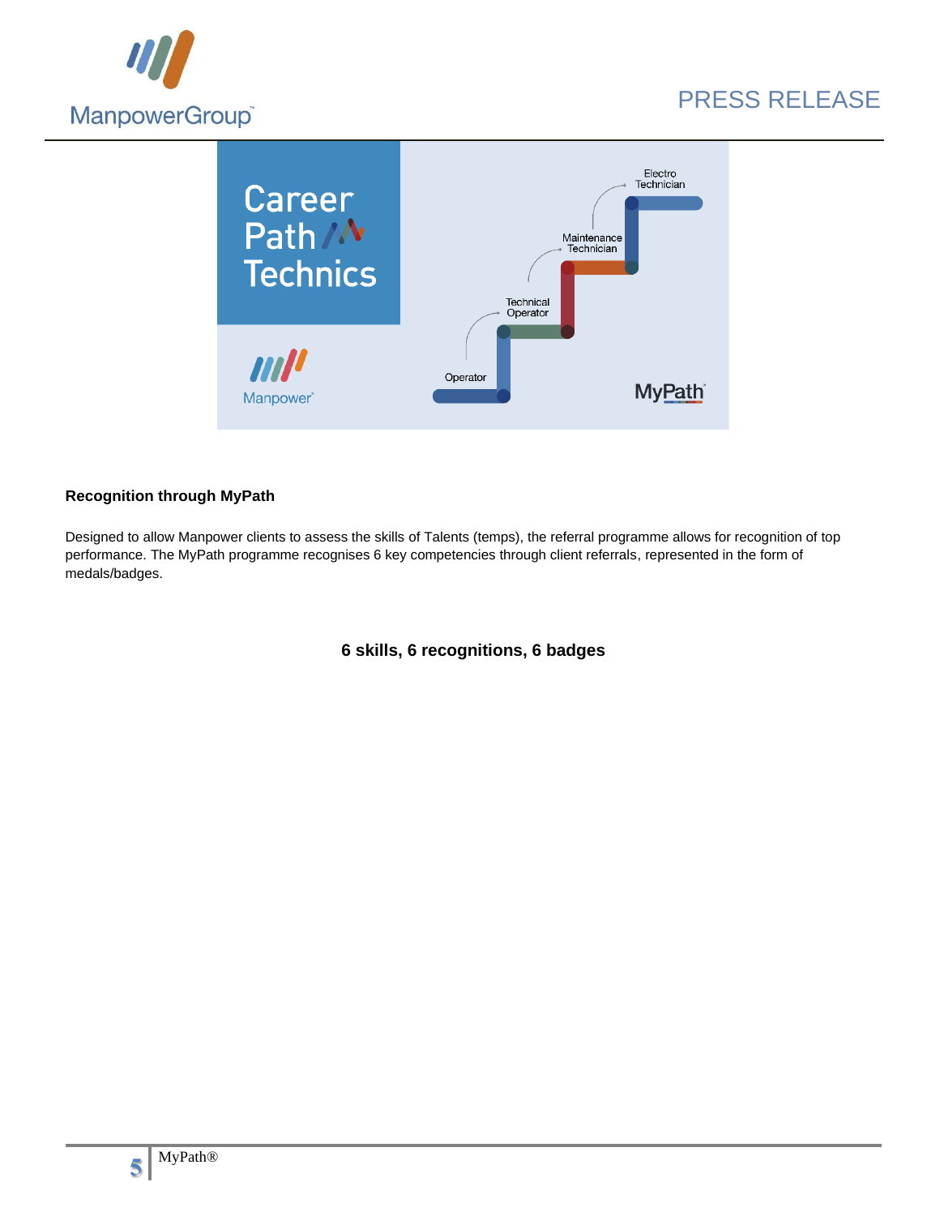## Recognition through MyPath

Designed to allow Manpower clients to assess the skills of Talents (temps), the referral programme allows for recognition of top performance. The MyPath programme recognises 6 key competencies through client referrals, represented in the form of medals/badges.

**6 skills, 6 recognitions, 6 badges**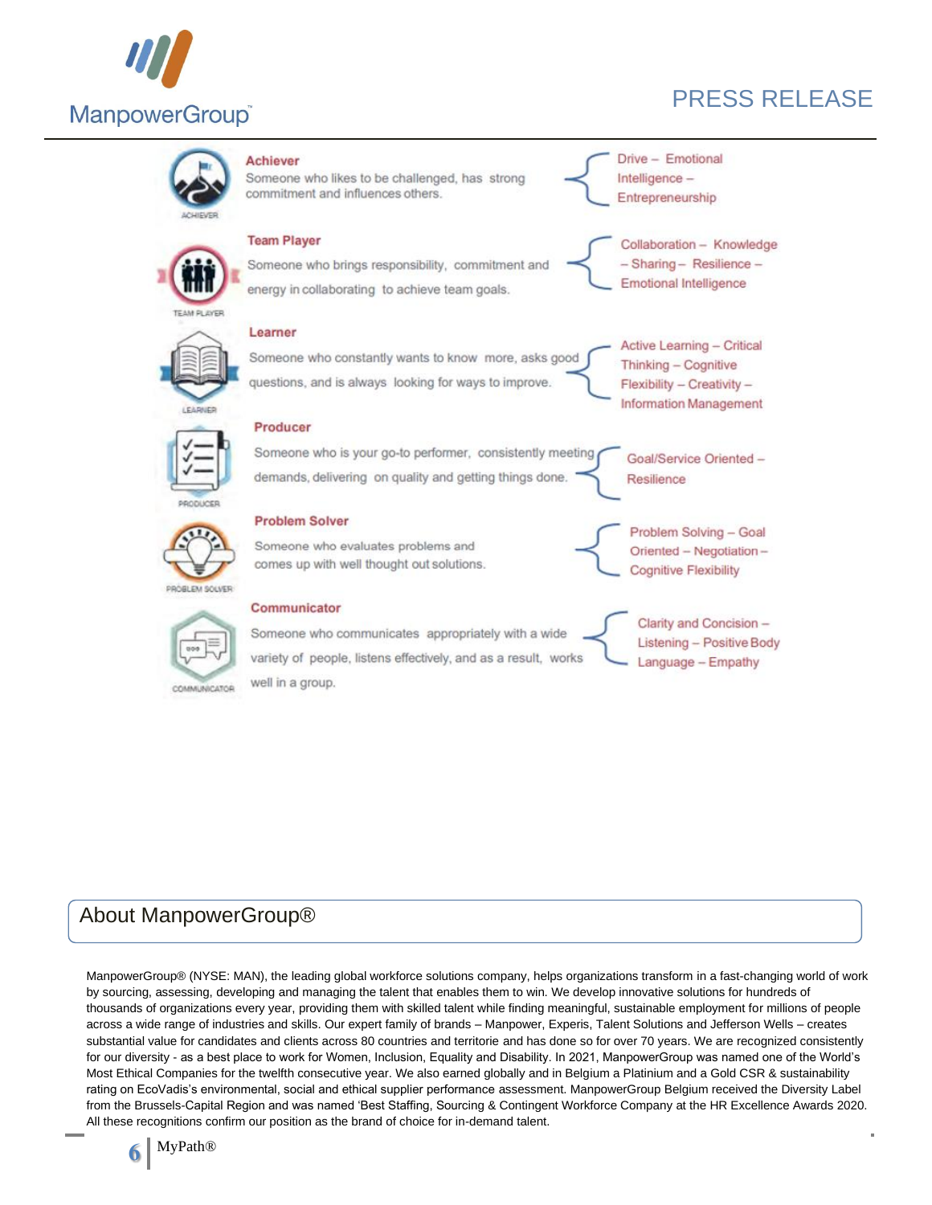**Achiever**

Someone who likes to be challenged, has strong commitment and influences others.

Drive – Emotional Intelligence – Entrepreneurship

**Team Player**

Someone who brings responsibility, commitment and energy in collaborating to achieve team goals.

Collaboration – Knowledge – Sharing – Resilience – Emotional Intelligence

**Learner**

Someone who constantly wants to know more, asks good questions, and is always looking for ways to improve.

Active Learning – Critical Thinking – Cognitive Flexibility – Creativity – Information Management

**Producer**

Someone who is your go-to performer, consistently meeting demands, delivering on quality and getting things done.

Goal/Service Oriented – Resilience

**Problem Solver**

Someone who evaluates problems and comes up with well thought out solutions.

Problem Solving – Goal Oriented – Negotiation – Cognitive Flexibility

**Communicator**

Someone who communicates appropriately with a wide variety of people, listens effectively, and as a result, works well in a group.

Clarity and Concision – Listening – Positive Body Language – Empathy

## About ManpowerGroup®

ManpowerGroup® (NYSE: MAN), the leading global workforce solutions company, helps organizations transform in a fast-changing world of work by sourcing, assessing, developing and managing the talent that enables them to win. We develop innovative solutions for hundreds of thousands of organizations every year, providing them with skilled talent while finding meaningful, sustainable employment for millions of people across a wide range of industries and skills. Our expert family of brands – Manpower, Experis, Talent Solutions and Jefferson Wells – creates substantial value for candidates and clients across 80 countries and territorie and has done so for over 70 years. We are recognized consistently for our diversity - as a best place to work for Women, Inclusion, Equality and Disability. In 2021, ManpowerGroup was named one of the World's Most Ethical Companies for the twelfth consecutive year. We also earned globally and in Belgium a Platinium and a Gold CSR & sustainability rating on EcoVadis's environmental, social and ethical supplier performance assessment. ManpowerGroup Belgium received the Diversity Label from the Brussels-Capital Region and was named 'Best Staffing, Sourcing & Contingent Workforce Company at the HR Excellence Awards 2020. All these recognitions confirm our position as the brand of choice for in-demand talent.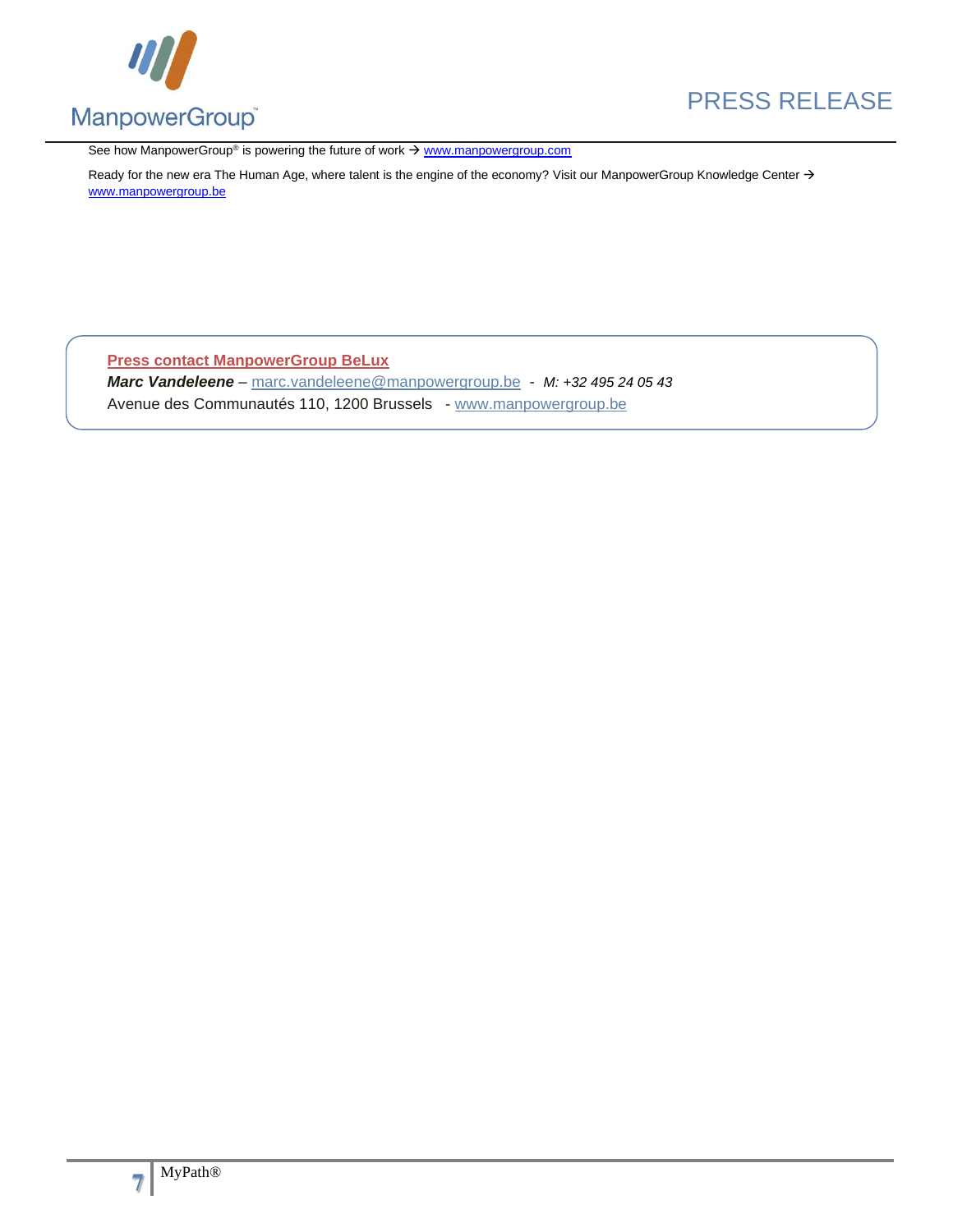See how ManpowerGroup® is powering the future of work → www.manpowergroup.com

Ready for the new era The Human Age, where talent is the engine of the economy? Visit our ManpowerGroup Knowledge Center → www.manpowergroup.be

**Press contact ManpowerGroup BeLux**

***Marc Vandeleene*** – marc.vandeleene@manpowergroup.be - *M: +32 495 24 05 43*

Avenue des Communautés 110, 1200 Brussels - www.manpowergroup.be